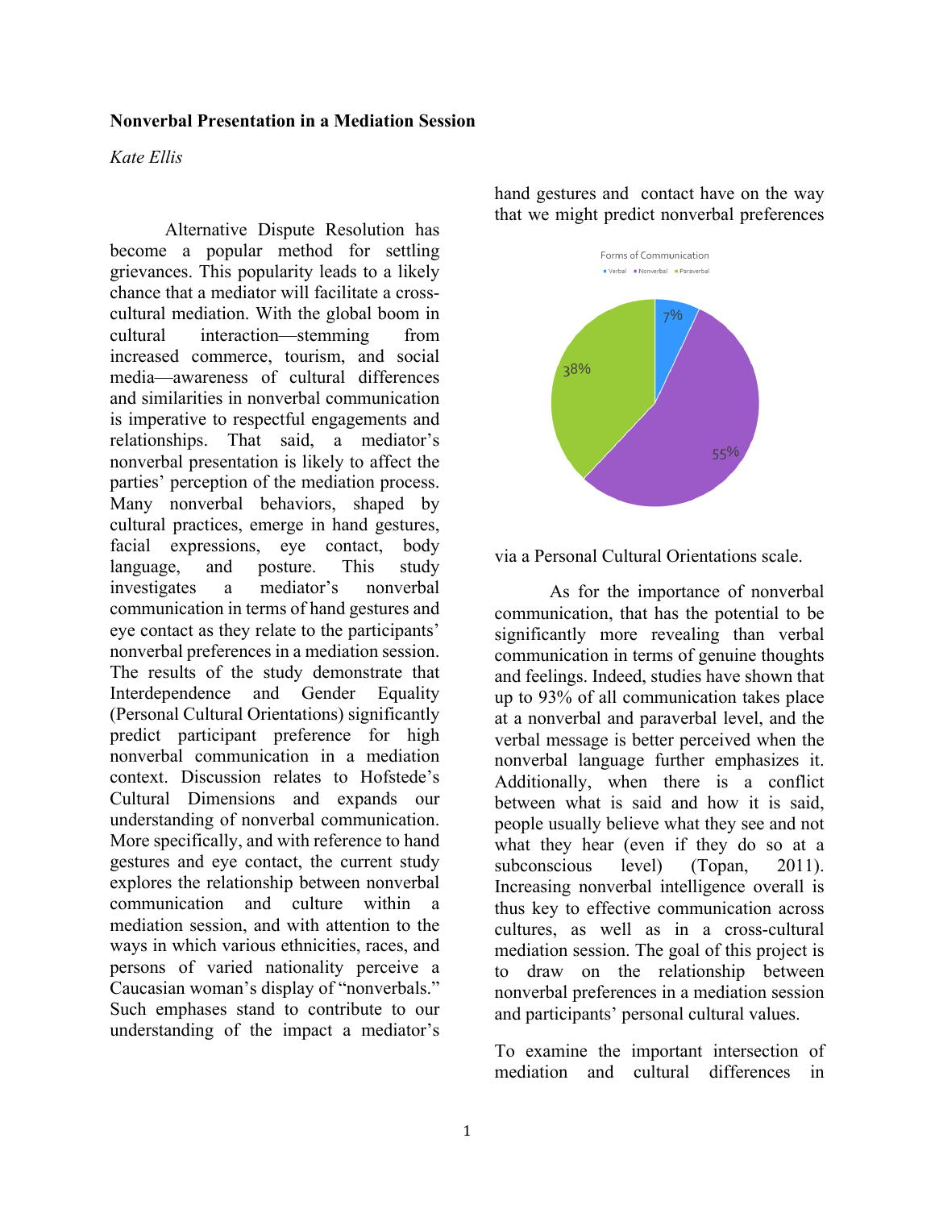**Nonverbal Presentation in a Mediation Session**

*Kate Ellis*

Alternative Dispute Resolution has become a popular method for settling grievances. This popularity leads to a likely chance that a mediator will facilitate a cross-cultural mediation. With the global boom in cultural interaction—stemming from increased commerce, tourism, and social media—awareness of cultural differences and similarities in nonverbal communication is imperative to respectful engagements and relationships. That said, a mediator's nonverbal presentation is likely to affect the parties' perception of the mediation process. Many nonverbal behaviors, shaped by cultural practices, emerge in hand gestures, facial expressions, eye contact, body language, and posture. This study investigates a mediator's nonverbal communication in terms of hand gestures and eye contact as they relate to the participants' nonverbal preferences in a mediation session. The results of the study demonstrate that Interdependence and Gender Equality (Personal Cultural Orientations) significantly predict participant preference for high nonverbal communication in a mediation context. Discussion relates to Hofstede's Cultural Dimensions and expands our understanding of nonverbal communication. More specifically, and with reference to hand gestures and eye contact, the current study explores the relationship between nonverbal communication and culture within a mediation session, and with attention to the ways in which various ethnicities, races, and persons of varied nationality perceive a Caucasian woman's display of "nonverbals." Such emphases stand to contribute to our understanding of the impact a mediator's hand gestures and contact have on the way that we might predict nonverbal preferences

Forms of Communication

| Form | Percentage |
| --- | --- |
| Verbal | 7% |
| Nonverbal | 55% |
| Paraverbal | 38% |

via a Personal Cultural Orientations scale.

As for the importance of nonverbal communication, that has the potential to be significantly more revealing than verbal communication in terms of genuine thoughts and feelings. Indeed, studies have shown that up to 93% of all communication takes place at a nonverbal and paraverbal level, and the verbal message is better perceived when the nonverbal language further emphasizes it. Additionally, when there is a conflict between what is said and how it is said, people usually believe what they see and not what they hear (even if they do so at a subconscious level) (Topan, 2011). Increasing nonverbal intelligence overall is thus key to effective communication across cultures, as well as in a cross-cultural mediation session. The goal of this project is to draw on the relationship between nonverbal preferences in a mediation session and participants' personal cultural values.

To examine the important intersection of mediation and cultural differences in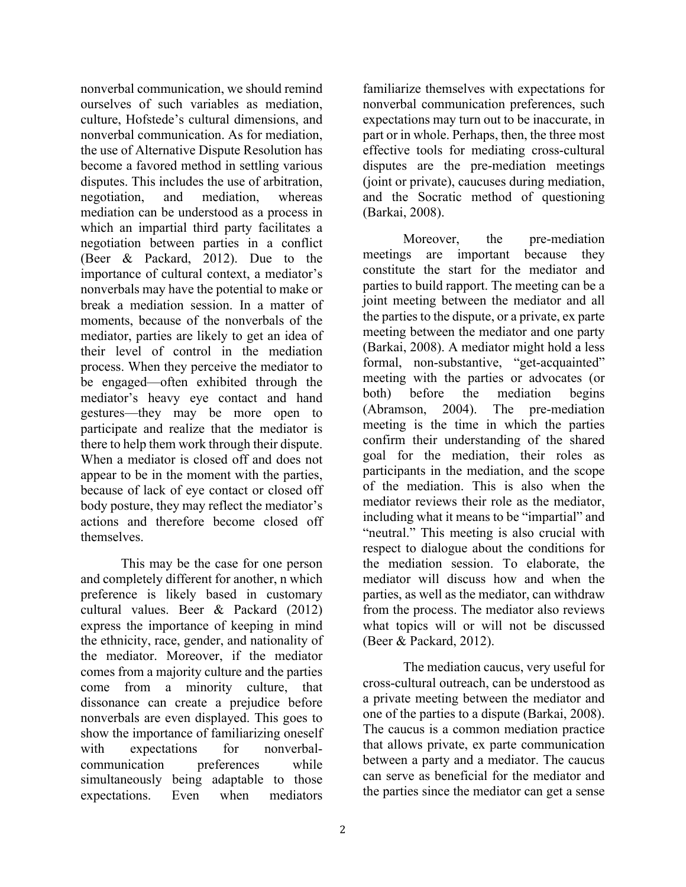nonverbal communication, we should remind ourselves of such variables as mediation, culture, Hofstede's cultural dimensions, and nonverbal communication. As for mediation, the use of Alternative Dispute Resolution has become a favored method in settling various disputes. This includes the use of arbitration, negotiation, and mediation, whereas mediation can be understood as a process in which an impartial third party facilitates a negotiation between parties in a conflict (Beer & Packard, 2012). Due to the importance of cultural context, a mediator's nonverbals may have the potential to make or break a mediation session. In a matter of moments, because of the nonverbals of the mediator, parties are likely to get an idea of their level of control in the mediation process. When they perceive the mediator to be engaged—often exhibited through the mediator's heavy eye contact and hand gestures—they may be more open to participate and realize that the mediator is there to help them work through their dispute. When a mediator is closed off and does not appear to be in the moment with the parties, because of lack of eye contact or closed off body posture, they may reflect the mediator's actions and therefore become closed off themselves.

This may be the case for one person and completely different for another, n which preference is likely based in customary cultural values. Beer & Packard (2012) express the importance of keeping in mind the ethnicity, race, gender, and nationality of the mediator. Moreover, if the mediator comes from a majority culture and the parties come from a minority culture, that dissonance can create a prejudice before nonverbals are even displayed. This goes to show the importance of familiarizing oneself with expectations for nonverbal-communication preferences while simultaneously being adaptable to those expectations. Even when mediators familiarize themselves with expectations for nonverbal communication preferences, such expectations may turn out to be inaccurate, in part or in whole. Perhaps, then, the three most effective tools for mediating cross-cultural disputes are the pre-mediation meetings (joint or private), caucuses during mediation, and the Socratic method of questioning (Barkai, 2008).

Moreover, the pre-mediation meetings are important because they constitute the start for the mediator and parties to build rapport. The meeting can be a joint meeting between the mediator and all the parties to the dispute, or a private, ex parte meeting between the mediator and one party (Barkai, 2008). A mediator might hold a less formal, non-substantive, "get-acquainted" meeting with the parties or advocates (or both) before the mediation begins (Abramson, 2004). The pre-mediation meeting is the time in which the parties confirm their understanding of the shared goal for the mediation, their roles as participants in the mediation, and the scope of the mediation. This is also when the mediator reviews their role as the mediator, including what it means to be "impartial" and "neutral." This meeting is also crucial with respect to dialogue about the conditions for the mediation session. To elaborate, the mediator will discuss how and when the parties, as well as the mediator, can withdraw from the process. The mediator also reviews what topics will or will not be discussed (Beer & Packard, 2012).

The mediation caucus, very useful for cross-cultural outreach, can be understood as a private meeting between the mediator and one of the parties to a dispute (Barkai, 2008). The caucus is a common mediation practice that allows private, ex parte communication between a party and a mediator. The caucus can serve as beneficial for the mediator and the parties since the mediator can get a sense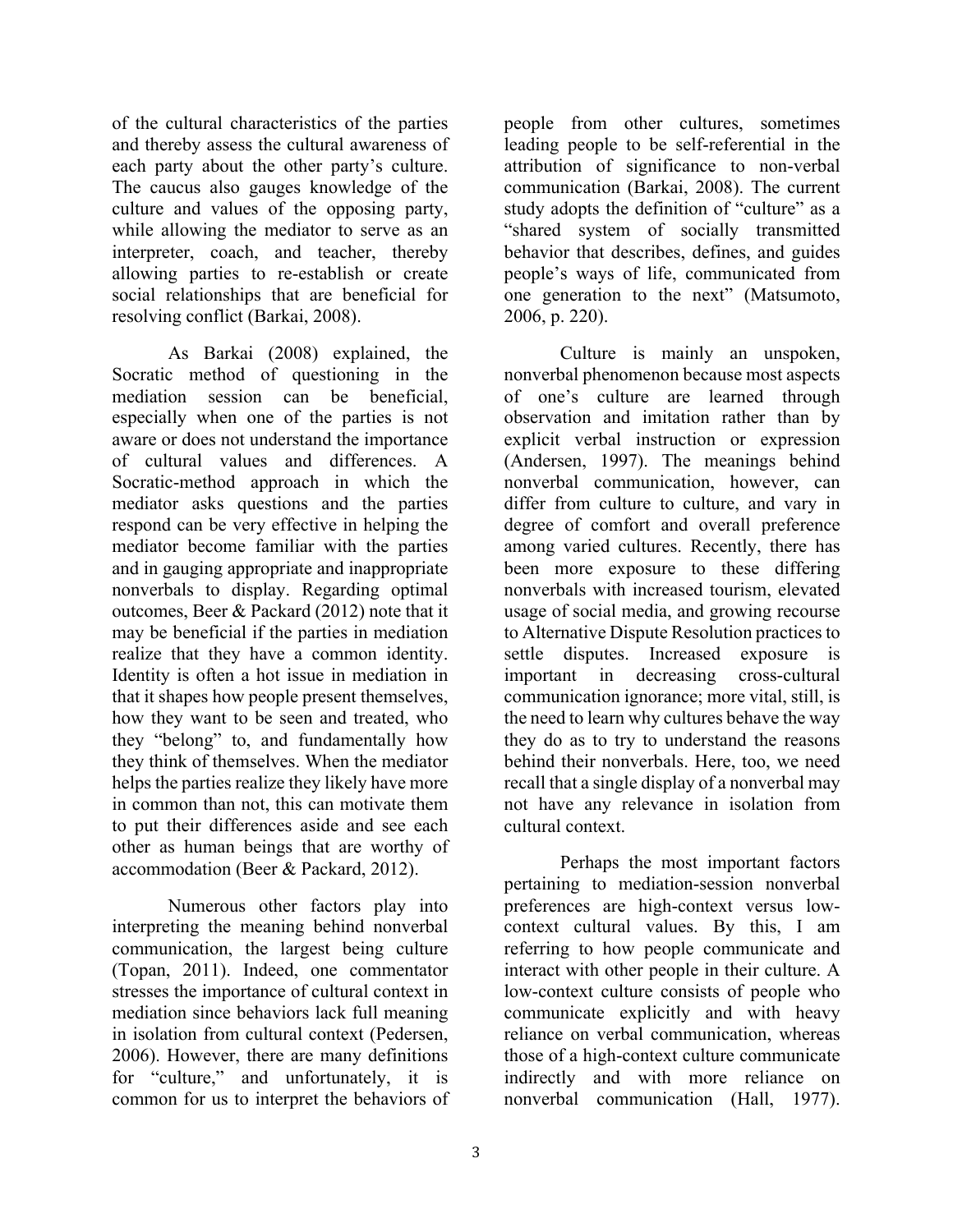of the cultural characteristics of the parties and thereby assess the cultural awareness of each party about the other party's culture. The caucus also gauges knowledge of the culture and values of the opposing party, while allowing the mediator to serve as an interpreter, coach, and teacher, thereby allowing parties to re-establish or create social relationships that are beneficial for resolving conflict (Barkai, 2008).

As Barkai (2008) explained, the Socratic method of questioning in the mediation session can be beneficial, especially when one of the parties is not aware or does not understand the importance of cultural values and differences. A Socratic-method approach in which the mediator asks questions and the parties respond can be very effective in helping the mediator become familiar with the parties and in gauging appropriate and inappropriate nonverbals to display. Regarding optimal outcomes, Beer & Packard (2012) note that it may be beneficial if the parties in mediation realize that they have a common identity. Identity is often a hot issue in mediation in that it shapes how people present themselves, how they want to be seen and treated, who they "belong" to, and fundamentally how they think of themselves. When the mediator helps the parties realize they likely have more in common than not, this can motivate them to put their differences aside and see each other as human beings that are worthy of accommodation (Beer & Packard, 2012).

Numerous other factors play into interpreting the meaning behind nonverbal communication, the largest being culture (Topan, 2011). Indeed, one commentator stresses the importance of cultural context in mediation since behaviors lack full meaning in isolation from cultural context (Pedersen, 2006). However, there are many definitions for "culture," and unfortunately, it is common for us to interpret the behaviors of people from other cultures, sometimes leading people to be self-referential in the attribution of significance to non-verbal communication (Barkai, 2008). The current study adopts the definition of "culture" as a "shared system of socially transmitted behavior that describes, defines, and guides people's ways of life, communicated from one generation to the next" (Matsumoto, 2006, p. 220).

Culture is mainly an unspoken, nonverbal phenomenon because most aspects of one's culture are learned through observation and imitation rather than by explicit verbal instruction or expression (Andersen, 1997). The meanings behind nonverbal communication, however, can differ from culture to culture, and vary in degree of comfort and overall preference among varied cultures. Recently, there has been more exposure to these differing nonverbals with increased tourism, elevated usage of social media, and growing recourse to Alternative Dispute Resolution practices to settle disputes. Increased exposure is important in decreasing cross-cultural communication ignorance; more vital, still, is the need to learn why cultures behave the way they do as to try to understand the reasons behind their nonverbals. Here, too, we need recall that a single display of a nonverbal may not have any relevance in isolation from cultural context.

Perhaps the most important factors pertaining to mediation-session nonverbal preferences are high-context versus low-context cultural values. By this, I am referring to how people communicate and interact with other people in their culture. A low-context culture consists of people who communicate explicitly and with heavy reliance on verbal communication, whereas those of a high-context culture communicate indirectly and with more reliance on nonverbal communication (Hall, 1977).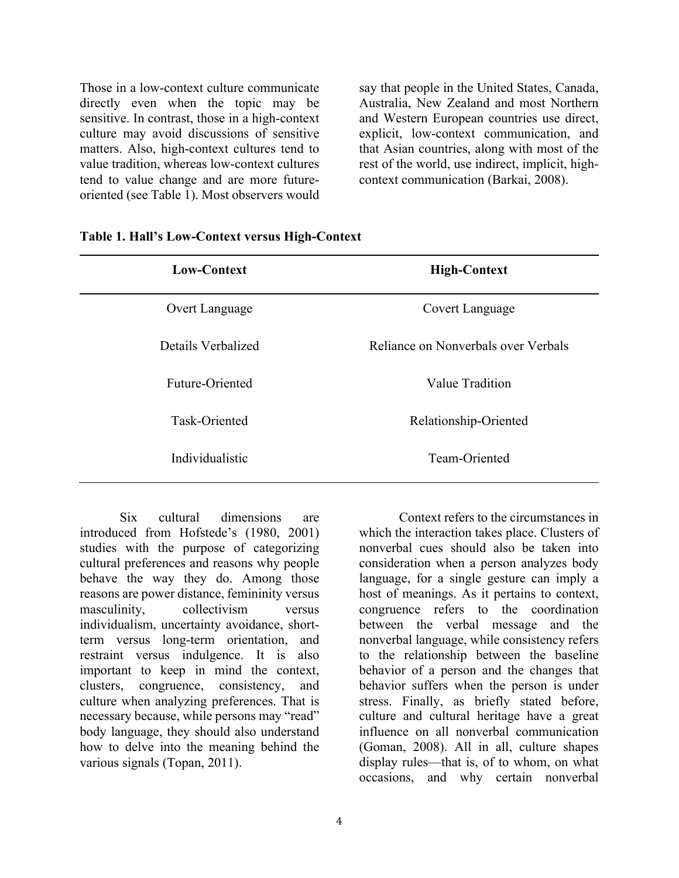Those in a low-context culture communicate directly even when the topic may be sensitive. In contrast, those in a high-context culture may avoid discussions of sensitive matters. Also, high-context cultures tend to value tradition, whereas low-context cultures tend to value change and are more future-oriented (see Table 1). Most observers would say that people in the United States, Canada, Australia, New Zealand and most Northern and Western European countries use direct, explicit, low-context communication, and that Asian countries, along with most of the rest of the world, use indirect, implicit, high-context communication (Barkai, 2008).

**Table 1. Hall's Low-Context versus High-Context**

| Low-Context | High-Context |
|---|---|
| Overt Language | Covert Language |
| Details Verbalized | Reliance on Nonverbals over Verbals |
| Future-Oriented | Value Tradition |
| Task-Oriented | Relationship-Oriented |
| Individualistic | Team-Oriented |

Six cultural dimensions are introduced from Hofstede's (1980, 2001) studies with the purpose of categorizing cultural preferences and reasons why people behave the way they do. Among those reasons are power distance, femininity versus masculinity, collectivism versus individualism, uncertainty avoidance, short-term versus long-term orientation, and restraint versus indulgence. It is also important to keep in mind the context, clusters, congruence, consistency, and culture when analyzing preferences. That is necessary because, while persons may "read" body language, they should also understand how to delve into the meaning behind the various signals (Topan, 2011).

Context refers to the circumstances in which the interaction takes place. Clusters of nonverbal cues should also be taken into consideration when a person analyzes body language, for a single gesture can imply a host of meanings. As it pertains to context, congruence refers to the coordination between the verbal message and the nonverbal language, while consistency refers to the relationship between the baseline behavior of a person and the changes that behavior suffers when the person is under stress. Finally, as briefly stated before, culture and cultural heritage have a great influence on all nonverbal communication (Goman, 2008). All in all, culture shapes display rules—that is, of to whom, on what occasions, and why certain nonverbal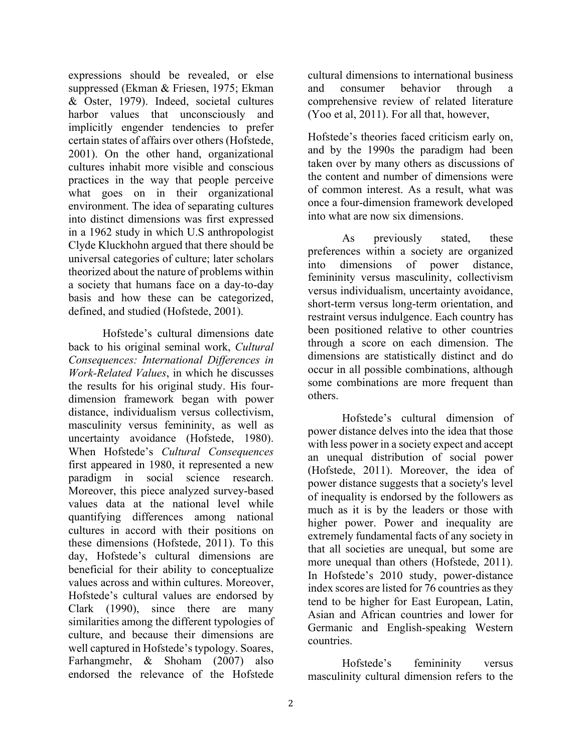expressions should be revealed, or else suppressed (Ekman & Friesen, 1975; Ekman & Oster, 1979). Indeed, societal cultures harbor values that unconsciously and implicitly engender tendencies to prefer certain states of affairs over others (Hofstede, 2001). On the other hand, organizational cultures inhabit more visible and conscious practices in the way that people perceive what goes on in their organizational environment. The idea of separating cultures into distinct dimensions was first expressed in a 1962 study in which U.S anthropologist Clyde Kluckhohn argued that there should be universal categories of culture; later scholars theorized about the nature of problems within a society that humans face on a day-to-day basis and how these can be categorized, defined, and studied (Hofstede, 2001).

Hofstede's cultural dimensions date back to his original seminal work, *Cultural Consequences: International Differences in Work-Related Values*, in which he discusses the results for his original study. His four-dimension framework began with power distance, individualism versus collectivism, masculinity versus femininity, as well as uncertainty avoidance (Hofstede, 1980). When Hofstede's *Cultural Consequences* first appeared in 1980, it represented a new paradigm in social science research. Moreover, this piece analyzed survey-based values data at the national level while quantifying differences among national cultures in accord with their positions on these dimensions (Hofstede, 2011). To this day, Hofstede's cultural dimensions are beneficial for their ability to conceptualize values across and within cultures. Moreover, Hofstede's cultural values are endorsed by Clark (1990), since there are many similarities among the different typologies of culture, and because their dimensions are well captured in Hofstede's typology. Soares, Farhangmehr, & Shoham (2007) also endorsed the relevance of the Hofstede cultural dimensions to international business and consumer behavior through a comprehensive review of related literature (Yoo et al, 2011). For all that, however,

Hofstede's theories faced criticism early on, and by the 1990s the paradigm had been taken over by many others as discussions of the content and number of dimensions were of common interest. As a result, what was once a four-dimension framework developed into what are now six dimensions.

As previously stated, these preferences within a society are organized into dimensions of power distance, femininity versus masculinity, collectivism versus individualism, uncertainty avoidance, short-term versus long-term orientation, and restraint versus indulgence. Each country has been positioned relative to other countries through a score on each dimension. The dimensions are statistically distinct and do occur in all possible combinations, although some combinations are more frequent than others.

Hofstede's cultural dimension of power distance delves into the idea that those with less power in a society expect and accept an unequal distribution of social power (Hofstede, 2011). Moreover, the idea of power distance suggests that a society's level of inequality is endorsed by the followers as much as it is by the leaders or those with higher power. Power and inequality are extremely fundamental facts of any society in that all societies are unequal, but some are more unequal than others (Hofstede, 2011). In Hofstede's 2010 study, power-distance index scores are listed for 76 countries as they tend to be higher for East European, Latin, Asian and African countries and lower for Germanic and English-speaking Western countries.

Hofstede's femininity versus masculinity cultural dimension refers to the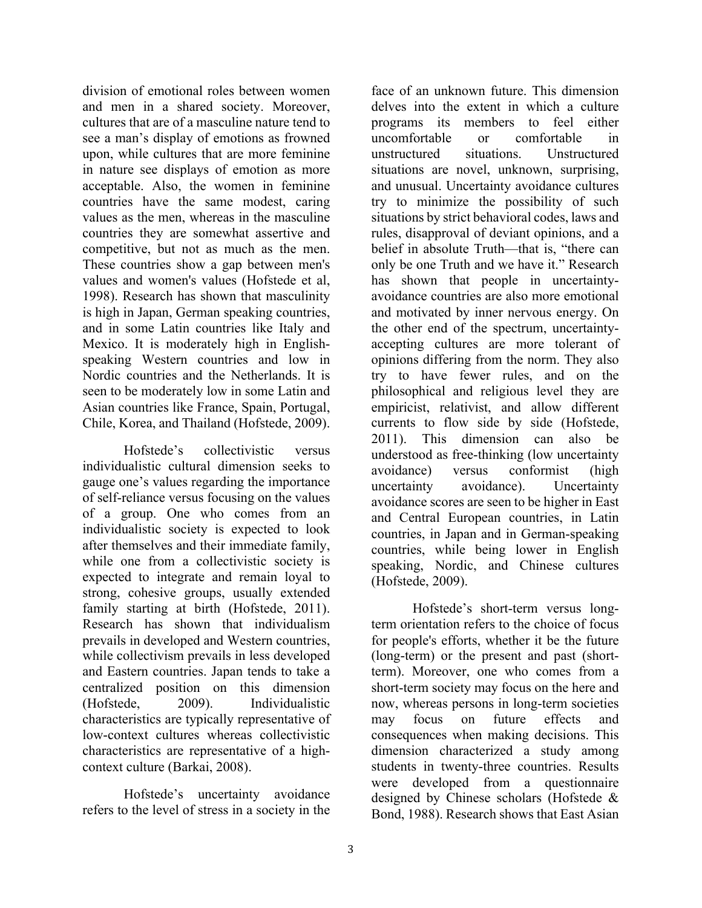division of emotional roles between women and men in a shared society. Moreover, cultures that are of a masculine nature tend to see a man's display of emotions as frowned upon, while cultures that are more feminine in nature see displays of emotion as more acceptable. Also, the women in feminine countries have the same modest, caring values as the men, whereas in the masculine countries they are somewhat assertive and competitive, but not as much as the men. These countries show a gap between men's values and women's values (Hofstede et al, 1998). Research has shown that masculinity is high in Japan, German speaking countries, and in some Latin countries like Italy and Mexico. It is moderately high in English-speaking Western countries and low in Nordic countries and the Netherlands. It is seen to be moderately low in some Latin and Asian countries like France, Spain, Portugal, Chile, Korea, and Thailand (Hofstede, 2009).

Hofstede's collectivistic versus individualistic cultural dimension seeks to gauge one's values regarding the importance of self-reliance versus focusing on the values of a group. One who comes from an individualistic society is expected to look after themselves and their immediate family, while one from a collectivistic society is expected to integrate and remain loyal to strong, cohesive groups, usually extended family starting at birth (Hofstede, 2011). Research has shown that individualism prevails in developed and Western countries, while collectivism prevails in less developed and Eastern countries. Japan tends to take a centralized position on this dimension (Hofstede, 2009). Individualistic characteristics are typically representative of low-context cultures whereas collectivistic characteristics are representative of a high-context culture (Barkai, 2008).

Hofstede's uncertainty avoidance refers to the level of stress in a society in the face of an unknown future. This dimension delves into the extent in which a culture programs its members to feel either uncomfortable or comfortable in unstructured situations. Unstructured situations are novel, unknown, surprising, and unusual. Uncertainty avoidance cultures try to minimize the possibility of such situations by strict behavioral codes, laws and rules, disapproval of deviant opinions, and a belief in absolute Truth—that is, "there can only be one Truth and we have it." Research has shown that people in uncertainty-avoidance countries are also more emotional and motivated by inner nervous energy. On the other end of the spectrum, uncertainty-accepting cultures are more tolerant of opinions differing from the norm. They also try to have fewer rules, and on the philosophical and religious level they are empiricist, relativist, and allow different currents to flow side by side (Hofstede, 2011). This dimension can also be understood as free-thinking (low uncertainty avoidance) versus conformist (high uncertainty avoidance). Uncertainty avoidance scores are seen to be higher in East and Central European countries, in Latin countries, in Japan and in German-speaking countries, while being lower in English speaking, Nordic, and Chinese cultures (Hofstede, 2009).

Hofstede's short-term versus long-term orientation refers to the choice of focus for people's efforts, whether it be the future (long-term) or the present and past (short-term). Moreover, one who comes from a short-term society may focus on the here and now, whereas persons in long-term societies may focus on future effects and consequences when making decisions. This dimension characterized a study among students in twenty-three countries. Results were developed from a questionnaire designed by Chinese scholars (Hofstede & Bond, 1988). Research shows that East Asian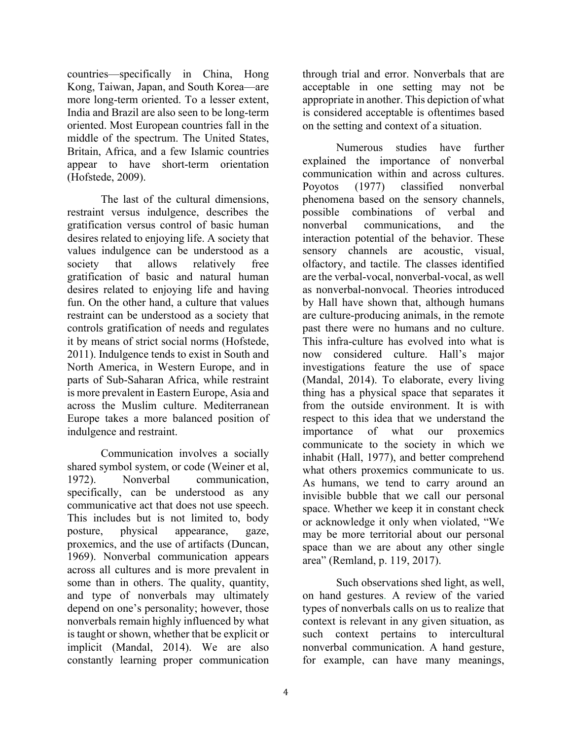countries—specifically in China, Hong Kong, Taiwan, Japan, and South Korea—are more long-term oriented. To a lesser extent, India and Brazil are also seen to be long-term oriented. Most European countries fall in the middle of the spectrum. The United States, Britain, Africa, and a few Islamic countries appear to have short-term orientation (Hofstede, 2009).

The last of the cultural dimensions, restraint versus indulgence, describes the gratification versus control of basic human desires related to enjoying life. A society that values indulgence can be understood as a society that allows relatively free gratification of basic and natural human desires related to enjoying life and having fun. On the other hand, a culture that values restraint can be understood as a society that controls gratification of needs and regulates it by means of strict social norms (Hofstede, 2011). Indulgence tends to exist in South and North America, in Western Europe, and in parts of Sub-Saharan Africa, while restraint is more prevalent in Eastern Europe, Asia and across the Muslim culture. Mediterranean Europe takes a more balanced position of indulgence and restraint.

Communication involves a socially shared symbol system, or code (Weiner et al, 1972). Nonverbal communication, specifically, can be understood as any communicative act that does not use speech. This includes but is not limited to, body posture, physical appearance, gaze, proxemics, and the use of artifacts (Duncan, 1969). Nonverbal communication appears across all cultures and is more prevalent in some than in others. The quality, quantity, and type of nonverbals may ultimately depend on one's personality; however, those nonverbals remain highly influenced by what is taught or shown, whether that be explicit or implicit (Mandal, 2014). We are also constantly learning proper communication through trial and error. Nonverbals that are acceptable in one setting may not be appropriate in another. This depiction of what is considered acceptable is oftentimes based on the setting and context of a situation.

Numerous studies have further explained the importance of nonverbal communication within and across cultures. Poyotos (1977) classified nonverbal phenomena based on the sensory channels, possible combinations of verbal and nonverbal communications, and the interaction potential of the behavior. These sensory channels are acoustic, visual, olfactory, and tactile. The classes identified are the verbal-vocal, nonverbal-vocal, as well as nonverbal-nonvocal. Theories introduced by Hall have shown that, although humans are culture-producing animals, in the remote past there were no humans and no culture. This infra-culture has evolved into what is now considered culture. Hall's major investigations feature the use of space (Mandal, 2014). To elaborate, every living thing has a physical space that separates it from the outside environment. It is with respect to this idea that we understand the importance of what our proxemics communicate to the society in which we inhabit (Hall, 1977), and better comprehend what others proxemics communicate to us. As humans, we tend to carry around an invisible bubble that we call our personal space. Whether we keep it in constant check or acknowledge it only when violated, "We may be more territorial about our personal space than we are about any other single area" (Remland, p. 119, 2017).

Such observations shed light, as well, on hand gestures. A review of the varied types of nonverbals calls on us to realize that context is relevant in any given situation, as such context pertains to intercultural nonverbal communication. A hand gesture, for example, can have many meanings,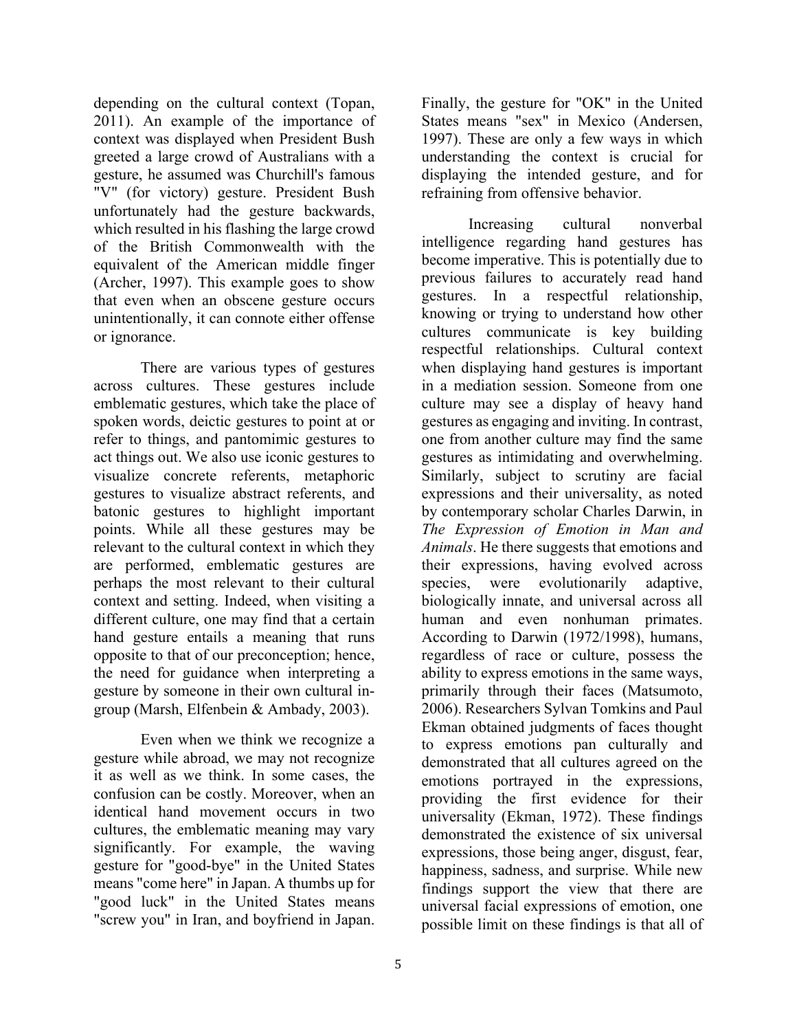depending on the cultural context (Topan, 2011). An example of the importance of context was displayed when President Bush greeted a large crowd of Australians with a gesture, he assumed was Churchill's famous "V" (for victory) gesture. President Bush unfortunately had the gesture backwards, which resulted in his flashing the large crowd of the British Commonwealth with the equivalent of the American middle finger (Archer, 1997). This example goes to show that even when an obscene gesture occurs unintentionally, it can connote either offense or ignorance.

There are various types of gestures across cultures. These gestures include emblematic gestures, which take the place of spoken words, deictic gestures to point at or refer to things, and pantomimic gestures to act things out. We also use iconic gestures to visualize concrete referents, metaphoric gestures to visualize abstract referents, and batonic gestures to highlight important points. While all these gestures may be relevant to the cultural context in which they are performed, emblematic gestures are perhaps the most relevant to their cultural context and setting. Indeed, when visiting a different culture, one may find that a certain hand gesture entails a meaning that runs opposite to that of our preconception; hence, the need for guidance when interpreting a gesture by someone in their own cultural in-group (Marsh, Elfenbein & Ambady, 2003).

Even when we think we recognize a gesture while abroad, we may not recognize it as well as we think. In some cases, the confusion can be costly. Moreover, when an identical hand movement occurs in two cultures, the emblematic meaning may vary significantly. For example, the waving gesture for "good-bye" in the United States means "come here" in Japan. A thumbs up for "good luck" in the United States means "screw you" in Iran, and boyfriend in Japan. Finally, the gesture for "OK" in the United States means "sex" in Mexico (Andersen, 1997). These are only a few ways in which understanding the context is crucial for displaying the intended gesture, and for refraining from offensive behavior.

Increasing cultural nonverbal intelligence regarding hand gestures has become imperative. This is potentially due to previous failures to accurately read hand gestures. In a respectful relationship, knowing or trying to understand how other cultures communicate is key building respectful relationships. Cultural context when displaying hand gestures is important in a mediation session. Someone from one culture may see a display of heavy hand gestures as engaging and inviting. In contrast, one from another culture may find the same gestures as intimidating and overwhelming. Similarly, subject to scrutiny are facial expressions and their universality, as noted by contemporary scholar Charles Darwin, in *The Expression of Emotion in Man and Animals*. He there suggests that emotions and their expressions, having evolved across species, were evolutionarily adaptive, biologically innate, and universal across all human and even nonhuman primates. According to Darwin (1972/1998), humans, regardless of race or culture, possess the ability to express emotions in the same ways, primarily through their faces (Matsumoto, 2006). Researchers Sylvan Tomkins and Paul Ekman obtained judgments of faces thought to express emotions pan culturally and demonstrated that all cultures agreed on the emotions portrayed in the expressions, providing the first evidence for their universality (Ekman, 1972). These findings demonstrated the existence of six universal expressions, those being anger, disgust, fear, happiness, sadness, and surprise. While new findings support the view that there are universal facial expressions of emotion, one possible limit on these findings is that all of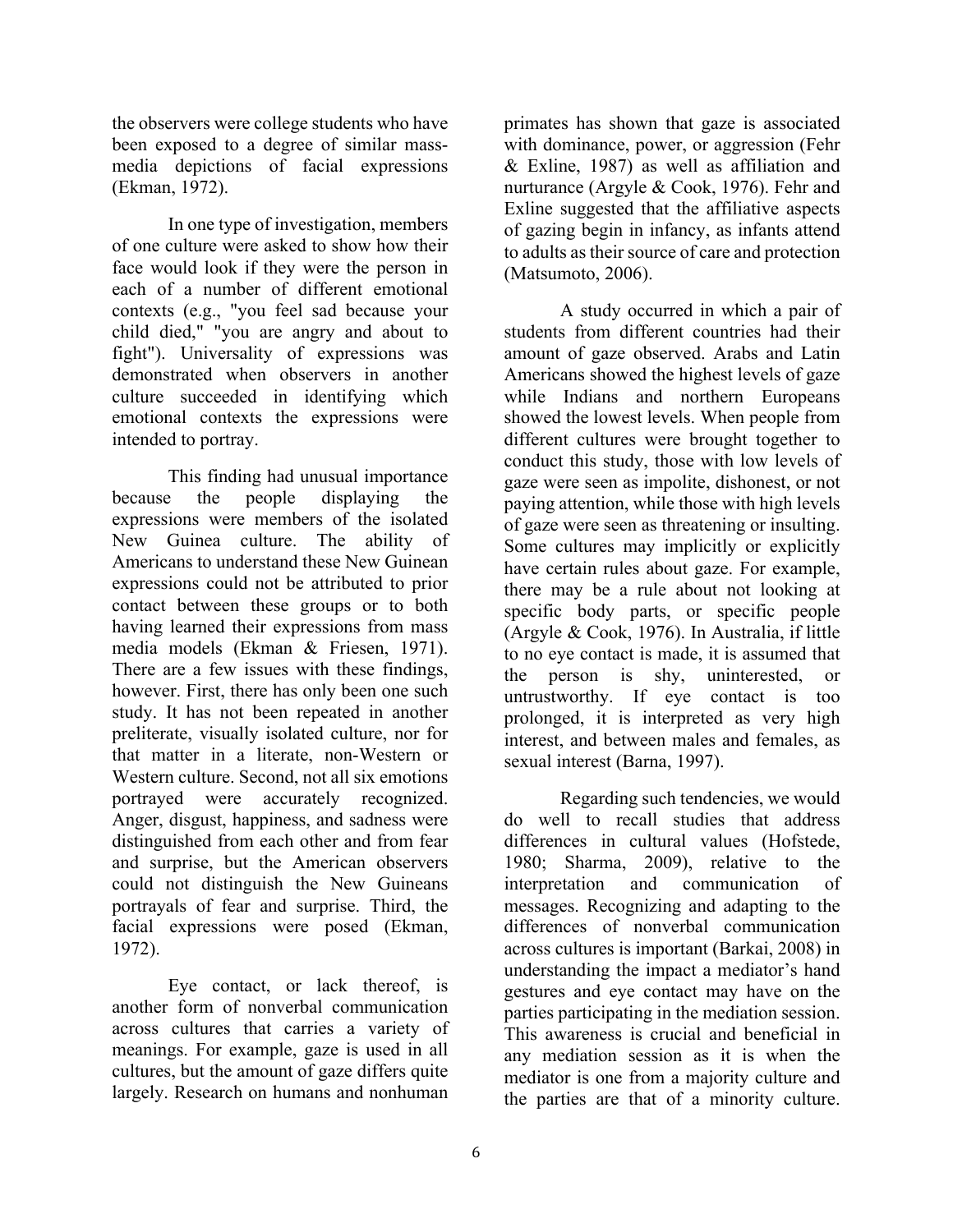the observers were college students who have been exposed to a degree of similar mass-media depictions of facial expressions (Ekman, 1972).

In one type of investigation, members of one culture were asked to show how their face would look if they were the person in each of a number of different emotional contexts (e.g., "you feel sad because your child died," "you are angry and about to fight"). Universality of expressions was demonstrated when observers in another culture succeeded in identifying which emotional contexts the expressions were intended to portray.

This finding had unusual importance because the people displaying the expressions were members of the isolated New Guinea culture. The ability of Americans to understand these New Guinean expressions could not be attributed to prior contact between these groups or to both having learned their expressions from mass media models (Ekman & Friesen, 1971). There are a few issues with these findings, however. First, there has only been one such study. It has not been repeated in another preliterate, visually isolated culture, nor for that matter in a literate, non-Western or Western culture. Second, not all six emotions portrayed were accurately recognized. Anger, disgust, happiness, and sadness were distinguished from each other and from fear and surprise, but the American observers could not distinguish the New Guineans portrayals of fear and surprise. Third, the facial expressions were posed (Ekman, 1972).

Eye contact, or lack thereof, is another form of nonverbal communication across cultures that carries a variety of meanings. For example, gaze is used in all cultures, but the amount of gaze differs quite largely. Research on humans and nonhuman primates has shown that gaze is associated with dominance, power, or aggression (Fehr & Exline, 1987) as well as affiliation and nurturance (Argyle & Cook, 1976). Fehr and Exline suggested that the affiliative aspects of gazing begin in infancy, as infants attend to adults as their source of care and protection (Matsumoto, 2006).

A study occurred in which a pair of students from different countries had their amount of gaze observed. Arabs and Latin Americans showed the highest levels of gaze while Indians and northern Europeans showed the lowest levels. When people from different cultures were brought together to conduct this study, those with low levels of gaze were seen as impolite, dishonest, or not paying attention, while those with high levels of gaze were seen as threatening or insulting. Some cultures may implicitly or explicitly have certain rules about gaze. For example, there may be a rule about not looking at specific body parts, or specific people (Argyle & Cook, 1976). In Australia, if little to no eye contact is made, it is assumed that the person is shy, uninterested, or untrustworthy. If eye contact is too prolonged, it is interpreted as very high interest, and between males and females, as sexual interest (Barna, 1997).

Regarding such tendencies, we would do well to recall studies that address differences in cultural values (Hofstede, 1980; Sharma, 2009), relative to the interpretation and communication of messages. Recognizing and adapting to the differences of nonverbal communication across cultures is important (Barkai, 2008) in understanding the impact a mediator's hand gestures and eye contact may have on the parties participating in the mediation session. This awareness is crucial and beneficial in any mediation session as it is when the mediator is one from a majority culture and the parties are that of a minority culture.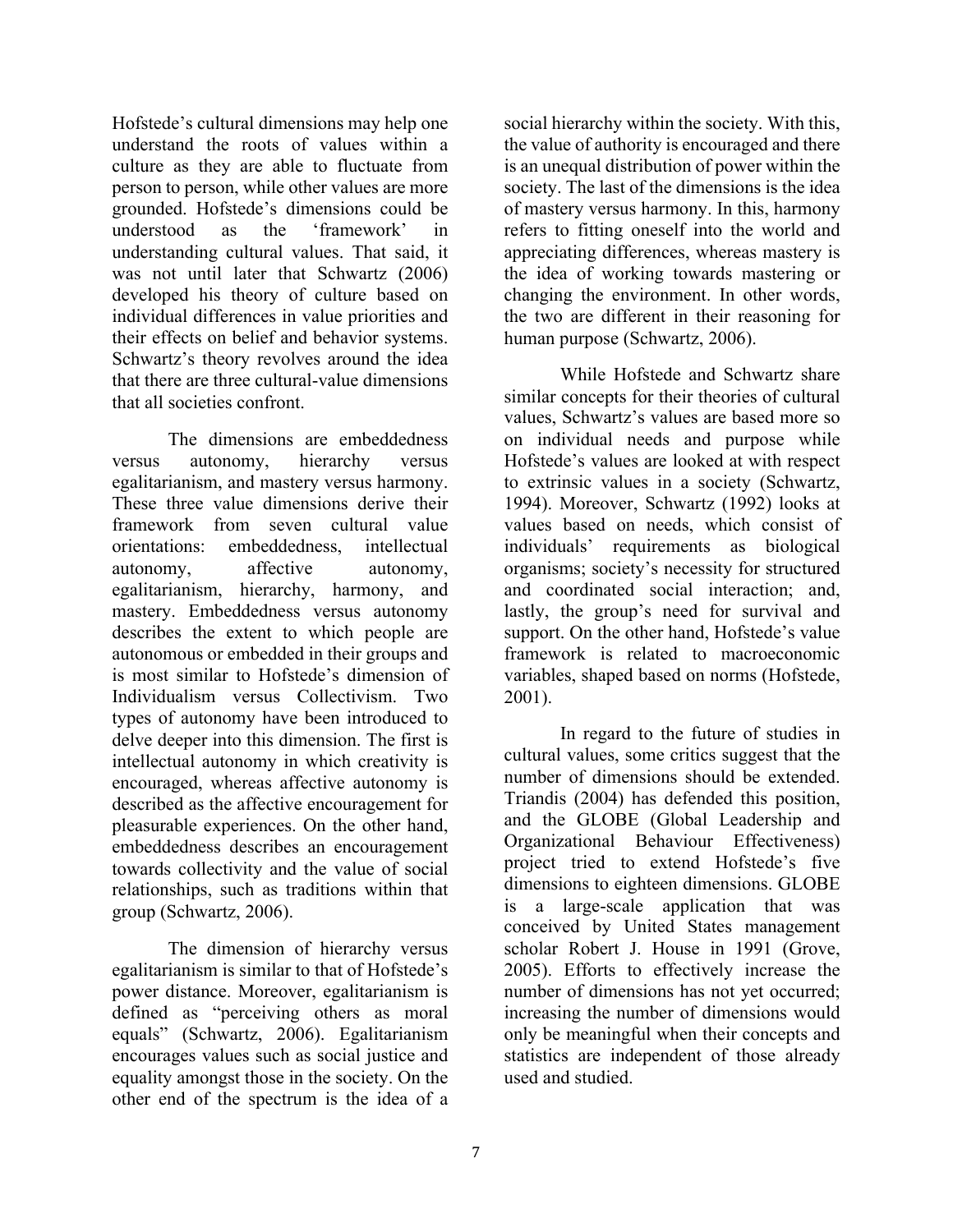Hofstede's cultural dimensions may help one understand the roots of values within a culture as they are able to fluctuate from person to person, while other values are more grounded. Hofstede's dimensions could be understood as the 'framework' in understanding cultural values. That said, it was not until later that Schwartz (2006) developed his theory of culture based on individual differences in value priorities and their effects on belief and behavior systems. Schwartz's theory revolves around the idea that there are three cultural-value dimensions that all societies confront.

The dimensions are embeddedness versus autonomy, hierarchy versus egalitarianism, and mastery versus harmony. These three value dimensions derive their framework from seven cultural value orientations: embeddedness, intellectual autonomy, affective autonomy, egalitarianism, hierarchy, harmony, and mastery. Embeddedness versus autonomy describes the extent to which people are autonomous or embedded in their groups and is most similar to Hofstede's dimension of Individualism versus Collectivism. Two types of autonomy have been introduced to delve deeper into this dimension. The first is intellectual autonomy in which creativity is encouraged, whereas affective autonomy is described as the affective encouragement for pleasurable experiences. On the other hand, embeddedness describes an encouragement towards collectivity and the value of social relationships, such as traditions within that group (Schwartz, 2006).

The dimension of hierarchy versus egalitarianism is similar to that of Hofstede's power distance. Moreover, egalitarianism is defined as "perceiving others as moral equals" (Schwartz, 2006). Egalitarianism encourages values such as social justice and equality amongst those in the society. On the other end of the spectrum is the idea of a social hierarchy within the society. With this, the value of authority is encouraged and there is an unequal distribution of power within the society. The last of the dimensions is the idea of mastery versus harmony. In this, harmony refers to fitting oneself into the world and appreciating differences, whereas mastery is the idea of working towards mastering or changing the environment. In other words, the two are different in their reasoning for human purpose (Schwartz, 2006).

While Hofstede and Schwartz share similar concepts for their theories of cultural values, Schwartz's values are based more so on individual needs and purpose while Hofstede's values are looked at with respect to extrinsic values in a society (Schwartz, 1994). Moreover, Schwartz (1992) looks at values based on needs, which consist of individuals' requirements as biological organisms; society's necessity for structured and coordinated social interaction; and, lastly, the group's need for survival and support. On the other hand, Hofstede's value framework is related to macroeconomic variables, shaped based on norms (Hofstede, 2001).

In regard to the future of studies in cultural values, some critics suggest that the number of dimensions should be extended. Triandis (2004) has defended this position, and the GLOBE (Global Leadership and Organizational Behaviour Effectiveness) project tried to extend Hofstede's five dimensions to eighteen dimensions. GLOBE is a large-scale application that was conceived by United States management scholar Robert J. House in 1991 (Grove, 2005). Efforts to effectively increase the number of dimensions has not yet occurred; increasing the number of dimensions would only be meaningful when their concepts and statistics are independent of those already used and studied.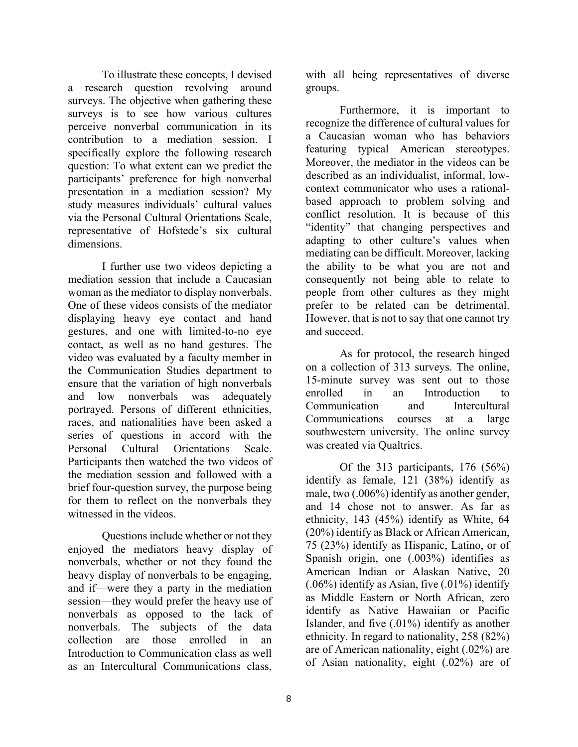To illustrate these concepts, I devised a research question revolving around surveys. The objective when gathering these surveys is to see how various cultures perceive nonverbal communication in its contribution to a mediation session. I specifically explore the following research question: To what extent can we predict the participants' preference for high nonverbal presentation in a mediation session? My study measures individuals' cultural values via the Personal Cultural Orientations Scale, representative of Hofstede's six cultural dimensions.

I further use two videos depicting a mediation session that include a Caucasian woman as the mediator to display nonverbals. One of these videos consists of the mediator displaying heavy eye contact and hand gestures, and one with limited-to-no eye contact, as well as no hand gestures. The video was evaluated by a faculty member in the Communication Studies department to ensure that the variation of high nonverbals and low nonverbals was adequately portrayed. Persons of different ethnicities, races, and nationalities have been asked a series of questions in accord with the Personal Cultural Orientations Scale. Participants then watched the two videos of the mediation session and followed with a brief four-question survey, the purpose being for them to reflect on the nonverbals they witnessed in the videos.

Questions include whether or not they enjoyed the mediators heavy display of nonverbals, whether or not they found the heavy display of nonverbals to be engaging, and if—were they a party in the mediation session—they would prefer the heavy use of nonverbals as opposed to the lack of nonverbals. The subjects of the data collection are those enrolled in an Introduction to Communication class as well as an Intercultural Communications class, with all being representatives of diverse groups.

Furthermore, it is important to recognize the difference of cultural values for a Caucasian woman who has behaviors featuring typical American stereotypes. Moreover, the mediator in the videos can be described as an individualist, informal, low-context communicator who uses a rational-based approach to problem solving and conflict resolution. It is because of this "identity" that changing perspectives and adapting to other culture's values when mediating can be difficult. Moreover, lacking the ability to be what you are not and consequently not being able to relate to people from other cultures as they might prefer to be related can be detrimental. However, that is not to say that one cannot try and succeed.

As for protocol, the research hinged on a collection of 313 surveys. The online, 15-minute survey was sent out to those enrolled in an Introduction to Communication and Intercultural Communications courses at a large southwestern university. The online survey was created via Qualtrics.

Of the 313 participants, 176 (56%) identify as female, 121 (38%) identify as male, two (.006%) identify as another gender, and 14 chose not to answer. As far as ethnicity, 143 (45%) identify as White, 64 (20%) identify as Black or African American, 75 (23%) identify as Hispanic, Latino, or of Spanish origin, one (.003%) identifies as American Indian or Alaskan Native, 20 (.06%) identify as Asian, five (.01%) identify as Middle Eastern or North African, zero identify as Native Hawaiian or Pacific Islander, and five (.01%) identify as another ethnicity. In regard to nationality, 258 (82%) are of American nationality, eight (.02%) are of Asian nationality, eight (.02%) are of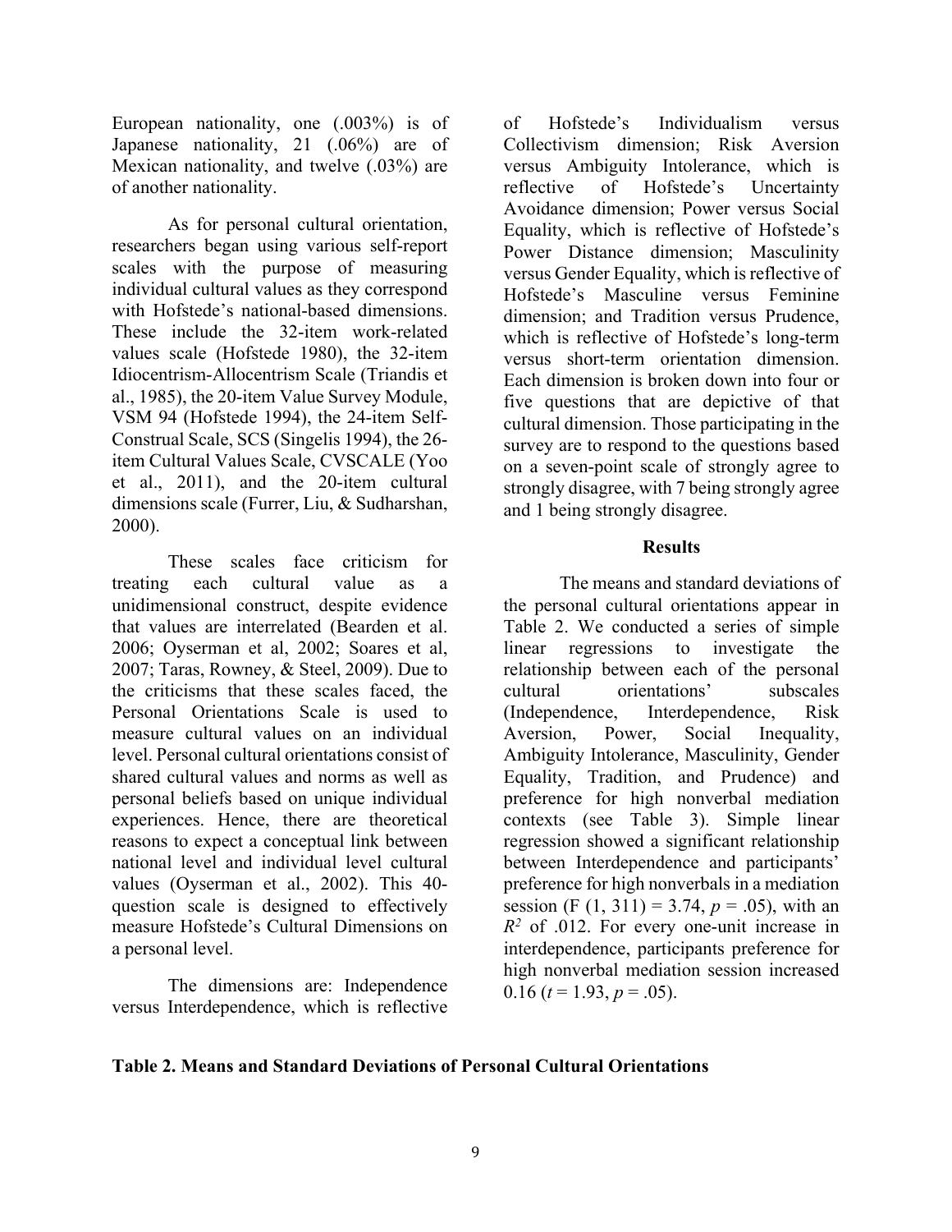European nationality, one (.003%) is of Japanese nationality, 21 (.06%) are of Mexican nationality, and twelve (.03%) are of another nationality.

As for personal cultural orientation, researchers began using various self-report scales with the purpose of measuring individual cultural values as they correspond with Hofstede's national-based dimensions. These include the 32-item work-related values scale (Hofstede 1980), the 32-item Idiocentrism-Allocentrism Scale (Triandis et al., 1985), the 20-item Value Survey Module, VSM 94 (Hofstede 1994), the 24-item Self-Construal Scale, SCS (Singelis 1994), the 26-item Cultural Values Scale, CVSCALE (Yoo et al., 2011), and the 20-item cultural dimensions scale (Furrer, Liu, & Sudharshan, 2000).

These scales face criticism for treating each cultural value as a unidimensional construct, despite evidence that values are interrelated (Bearden et al. 2006; Oyserman et al, 2002; Soares et al, 2007; Taras, Rowney, & Steel, 2009). Due to the criticisms that these scales faced, the Personal Orientations Scale is used to measure cultural values on an individual level. Personal cultural orientations consist of shared cultural values and norms as well as personal beliefs based on unique individual experiences. Hence, there are theoretical reasons to expect a conceptual link between national level and individual level cultural values (Oyserman et al., 2002). This 40-question scale is designed to effectively measure Hofstede's Cultural Dimensions on a personal level.

The dimensions are: Independence versus Interdependence, which is reflective of Hofstede's Individualism versus Collectivism dimension; Risk Aversion versus Ambiguity Intolerance, which is reflective of Hofstede's Uncertainty Avoidance dimension; Power versus Social Equality, which is reflective of Hofstede's Power Distance dimension; Masculinity versus Gender Equality, which is reflective of Hofstede's Masculine versus Feminine dimension; and Tradition versus Prudence, which is reflective of Hofstede's long-term versus short-term orientation dimension. Each dimension is broken down into four or five questions that are depictive of that cultural dimension. Those participating in the survey are to respond to the questions based on a seven-point scale of strongly agree to strongly disagree, with 7 being strongly agree and 1 being strongly disagree.

## Results

The means and standard deviations of the personal cultural orientations appear in Table 2. We conducted a series of simple linear regressions to investigate the relationship between each of the personal cultural orientations' subscales (Independence, Interdependence, Risk Aversion, Power, Social Inequality, Ambiguity Intolerance, Masculinity, Gender Equality, Tradition, and Prudence) and preference for high nonverbal mediation contexts (see Table 3). Simple linear regression showed a significant relationship between Interdependence and participants' preference for high nonverbals in a mediation session ($F$ (1, 311) = 3.74, $p$ = .05), with an $R^2$ of .012. For every one-unit increase in interdependence, participants preference for high nonverbal mediation session increased 0.16 ($t$ = 1.93, $p$ = .05).

**Table 2. Means and Standard Deviations of Personal Cultural Orientations**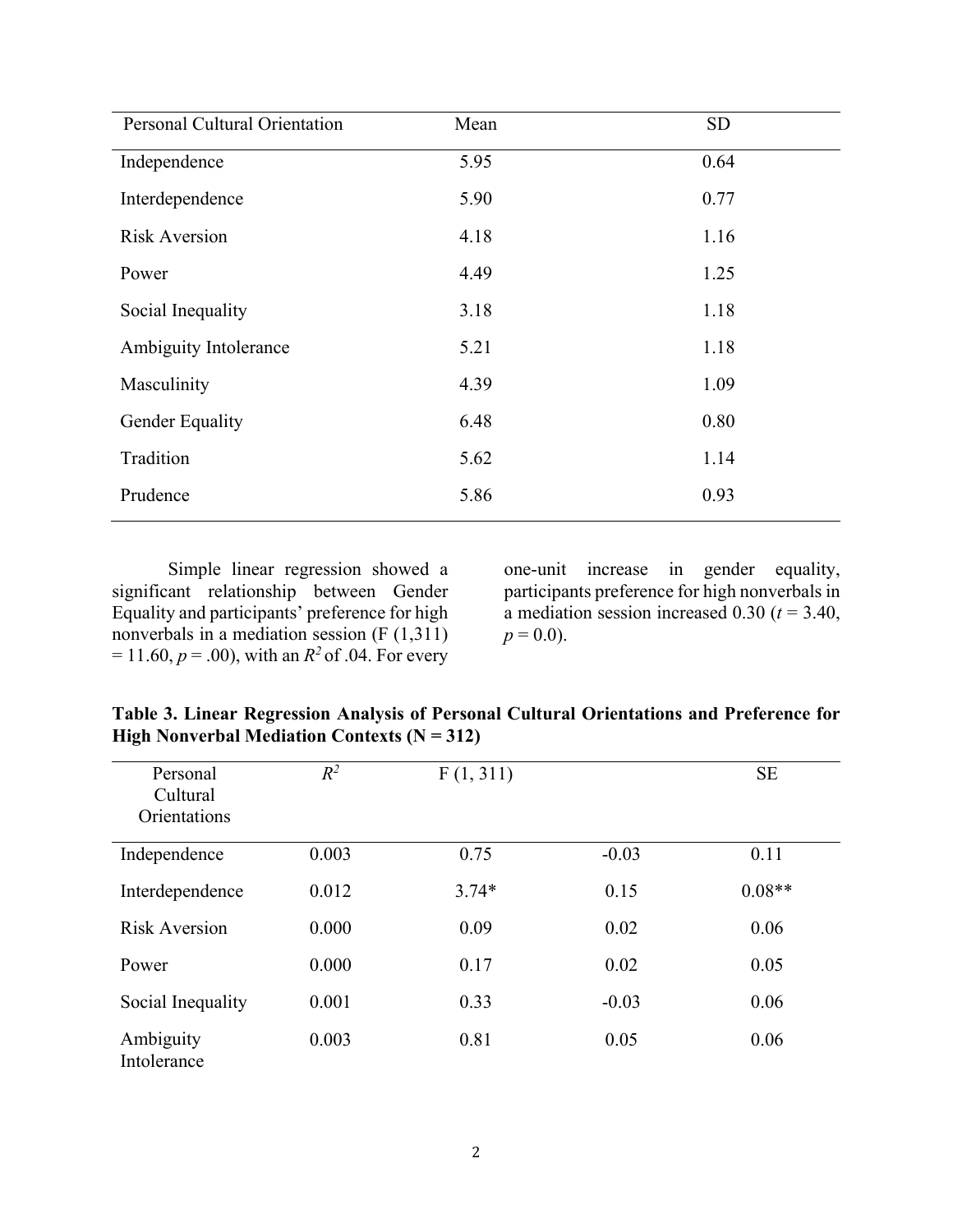| Personal Cultural Orientation | Mean | SD |
|---|---|---|
| Independence | 5.95 | 0.64 |
| Interdependence | 5.90 | 0.77 |
| Risk Aversion | 4.18 | 1.16 |
| Power | 4.49 | 1.25 |
| Social Inequality | 3.18 | 1.18 |
| Ambiguity Intolerance | 5.21 | 1.18 |
| Masculinity | 4.39 | 1.09 |
| Gender Equality | 6.48 | 0.80 |
| Tradition | 5.62 | 1.14 |
| Prudence | 5.86 | 0.93 |

Simple linear regression showed a significant relationship between Gender Equality and participants' preference for high nonverbals in a mediation session (F (1,311) = 11.60, $p$ = .00), with an $R^2$ of .04. For every one-unit increase in gender equality, participants preference for high nonverbals in a mediation session increased 0.30 ($t$ = 3.40, $p$ = 0.0).

**Table 3. Linear Regression Analysis of Personal Cultural Orientations and Preference for High Nonverbal Mediation Contexts (N = 312)**

| Personal Cultural Orientations | $R^2$ | F (1, 311) | | SE |
|---|---|---|---|---|
| Independence | 0.003 | 0.75 | -0.03 | 0.11 |
| Interdependence | 0.012 | 3.74* | 0.15 | 0.08** |
| Risk Aversion | 0.000 | 0.09 | 0.02 | 0.06 |
| Power | 0.000 | 0.17 | 0.02 | 0.05 |
| Social Inequality | 0.001 | 0.33 | -0.03 | 0.06 |
| Ambiguity Intolerance | 0.003 | 0.81 | 0.05 | 0.06 |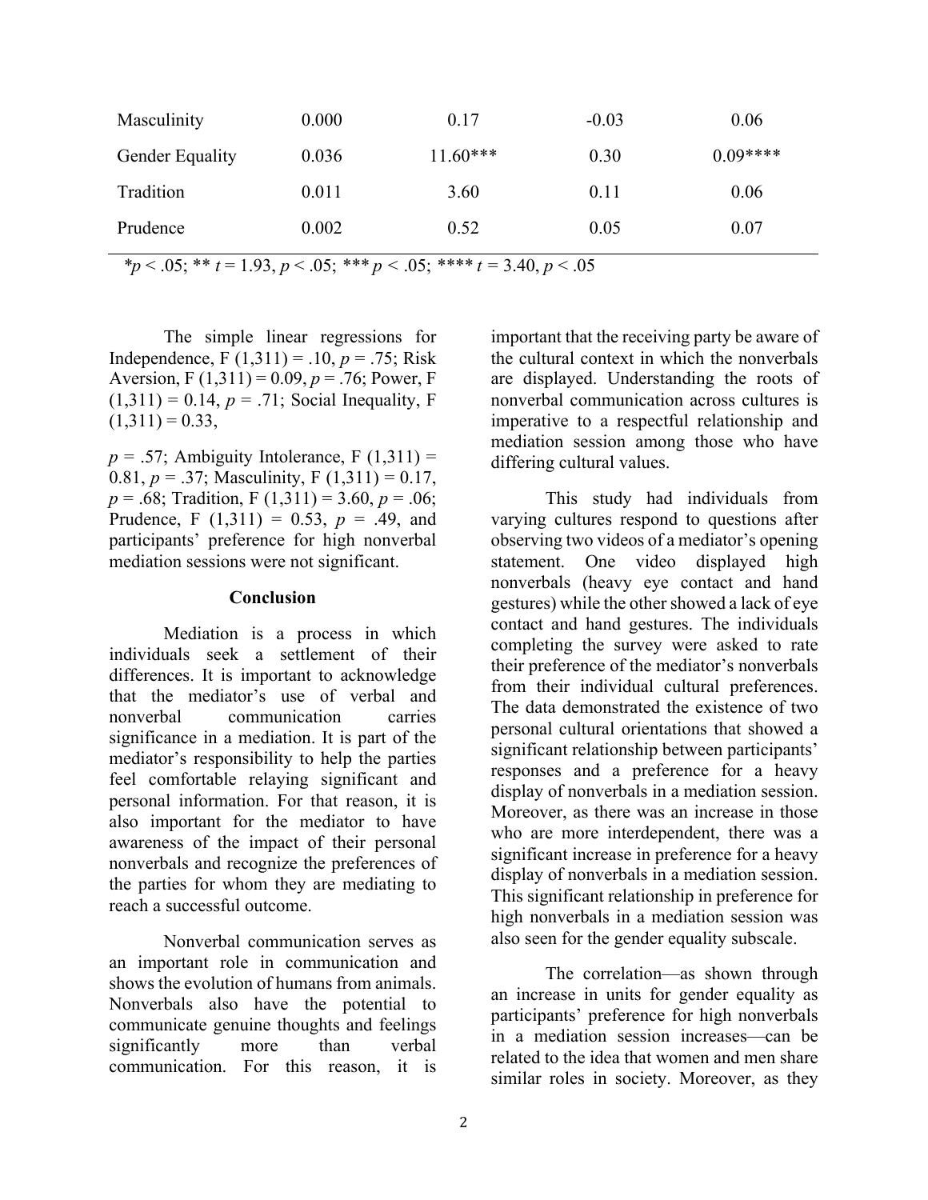| | | | | |
|---|---|---|---|---|
| Masculinity | 0.000 | 0.17 | -0.03 | 0.06 |
| Gender Equality | 0.036 | 11.60*** | 0.30 | 0.09**** |
| Tradition | 0.011 | 3.60 | 0.11 | 0.06 |
| Prudence | 0.002 | 0.52 | 0.05 | 0.07 |

*$p < .05$; ** $t = 1.93$, $p < .05$; *** $p < .05$; **** $t = 3.40$, $p < .05$

The simple linear regressions for Independence, $F(1,311) = .10$, $p = .75$; Risk Aversion, $F(1,311) = 0.09$, $p = .76$; Power, $F(1,311) = 0.14$, $p = .71$; Social Inequality, $F(1,311) = 0.33$,

$p = .57$; Ambiguity Intolerance, $F(1,311) = 0.81$, $p = .37$; Masculinity, $F(1,311) = 0.17$, $p = .68$; Tradition, $F(1,311) = 3.60$, $p = .06$; Prudence, $F(1,311) = 0.53$, $p = .49$, and participants' preference for high nonverbal mediation sessions were not significant.

## Conclusion

Mediation is a process in which individuals seek a settlement of their differences. It is important to acknowledge that the mediator's use of verbal and nonverbal communication carries significance in a mediation. It is part of the mediator's responsibility to help the parties feel comfortable relaying significant and personal information. For that reason, it is also important for the mediator to have awareness of the impact of their personal nonverbals and recognize the preferences of the parties for whom they are mediating to reach a successful outcome.

Nonverbal communication serves as an important role in communication and shows the evolution of humans from animals. Nonverbals also have the potential to communicate genuine thoughts and feelings significantly more than verbal communication. For this reason, it is important that the receiving party be aware of the cultural context in which the nonverbals are displayed. Understanding the roots of nonverbal communication across cultures is imperative to a respectful relationship and mediation session among those who have differing cultural values.

This study had individuals from varying cultures respond to questions after observing two videos of a mediator's opening statement. One video displayed high nonverbals (heavy eye contact and hand gestures) while the other showed a lack of eye contact and hand gestures. The individuals completing the survey were asked to rate their preference of the mediator's nonverbals from their individual cultural preferences. The data demonstrated the existence of two personal cultural orientations that showed a significant relationship between participants' responses and a preference for a heavy display of nonverbals in a mediation session. Moreover, as there was an increase in those who are more interdependent, there was a significant increase in preference for a heavy display of nonverbals in a mediation session. This significant relationship in preference for high nonverbals in a mediation session was also seen for the gender equality subscale.

The correlation—as shown through an increase in units for gender equality as participants' preference for high nonverbals in a mediation session increases—can be related to the idea that women and men share similar roles in society. Moreover, as they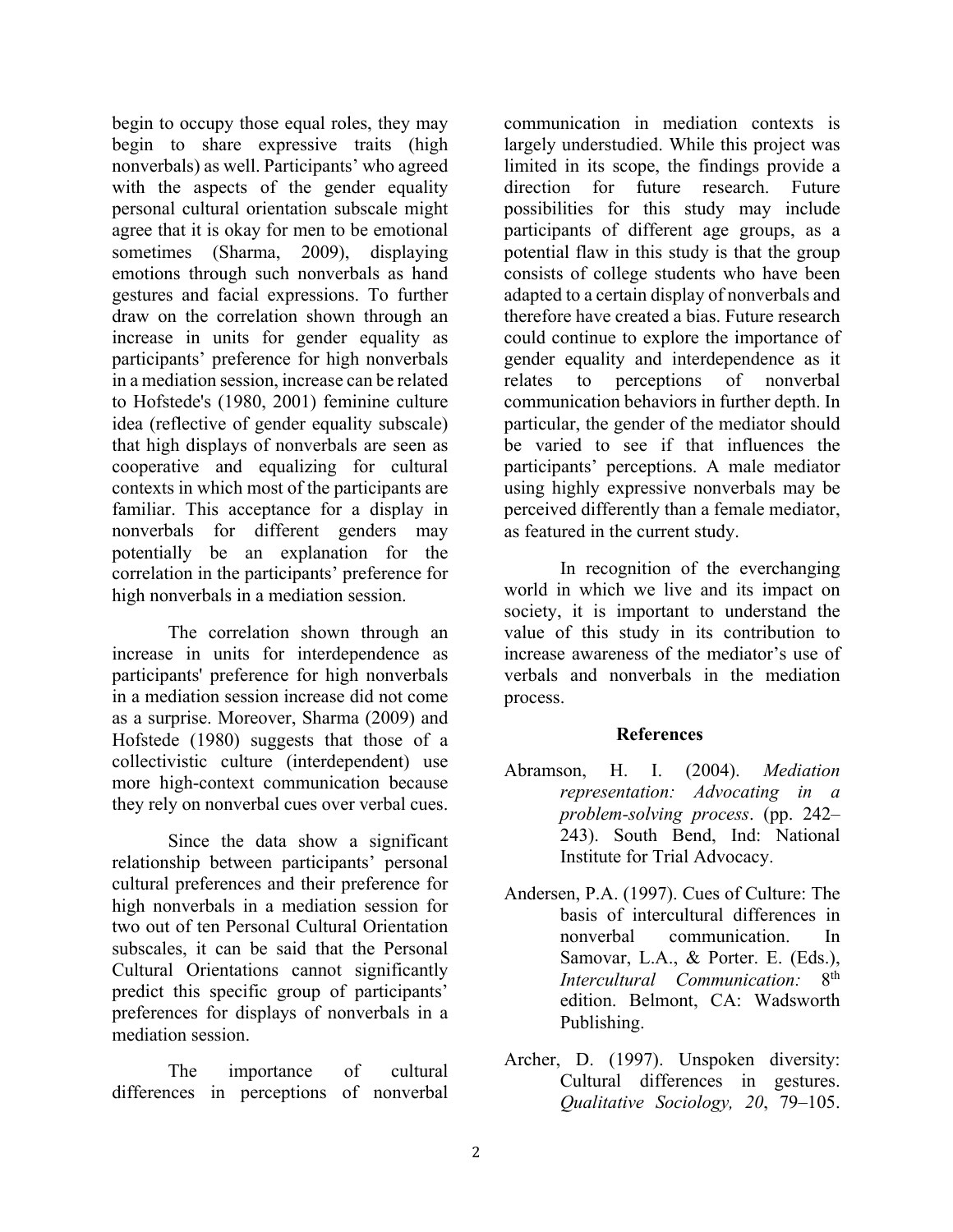begin to occupy those equal roles, they may begin to share expressive traits (high nonverbals) as well. Participants' who agreed with the aspects of the gender equality personal cultural orientation subscale might agree that it is okay for men to be emotional sometimes (Sharma, 2009), displaying emotions through such nonverbals as hand gestures and facial expressions. To further draw on the correlation shown through an increase in units for gender equality as participants' preference for high nonverbals in a mediation session, increase can be related to Hofstede's (1980, 2001) feminine culture idea (reflective of gender equality subscale) that high displays of nonverbals are seen as cooperative and equalizing for cultural contexts in which most of the participants are familiar. This acceptance for a display in nonverbals for different genders may potentially be an explanation for the correlation in the participants' preference for high nonverbals in a mediation session.

The correlation shown through an increase in units for interdependence as participants' preference for high nonverbals in a mediation session increase did not come as a surprise. Moreover, Sharma (2009) and Hofstede (1980) suggests that those of a collectivistic culture (interdependent) use more high-context communication because they rely on nonverbal cues over verbal cues.

Since the data show a significant relationship between participants' personal cultural preferences and their preference for high nonverbals in a mediation session for two out of ten Personal Cultural Orientation subscales, it can be said that the Personal Cultural Orientations cannot significantly predict this specific group of participants' preferences for displays of nonverbals in a mediation session.

The importance of cultural differences in perceptions of nonverbal communication in mediation contexts is largely understudied. While this project was limited in its scope, the findings provide a direction for future research. Future possibilities for this study may include participants of different age groups, as a potential flaw in this study is that the group consists of college students who have been adapted to a certain display of nonverbals and therefore have created a bias. Future research could continue to explore the importance of gender equality and interdependence as it relates to perceptions of nonverbal communication behaviors in further depth. In particular, the gender of the mediator should be varied to see if that influences the participants' perceptions. A male mediator using highly expressive nonverbals may be perceived differently than a female mediator, as featured in the current study.

In recognition of the everchanging world in which we live and its impact on society, it is important to understand the value of this study in its contribution to increase awareness of the mediator's use of verbals and nonverbals in the mediation process.

## References

Abramson, H. I. (2004). *Mediation representation: Advocating in a problem-solving process*. (pp. 242–243). South Bend, Ind: National Institute for Trial Advocacy.

Andersen, P.A. (1997). Cues of Culture: The basis of intercultural differences in nonverbal communication. In Samovar, L.A., & Porter. E. (Eds.), *Intercultural Communication:* 8th edition. Belmont, CA: Wadsworth Publishing.

Archer, D. (1997). Unspoken diversity: Cultural differences in gestures. *Qualitative Sociology, 20*, 79–105.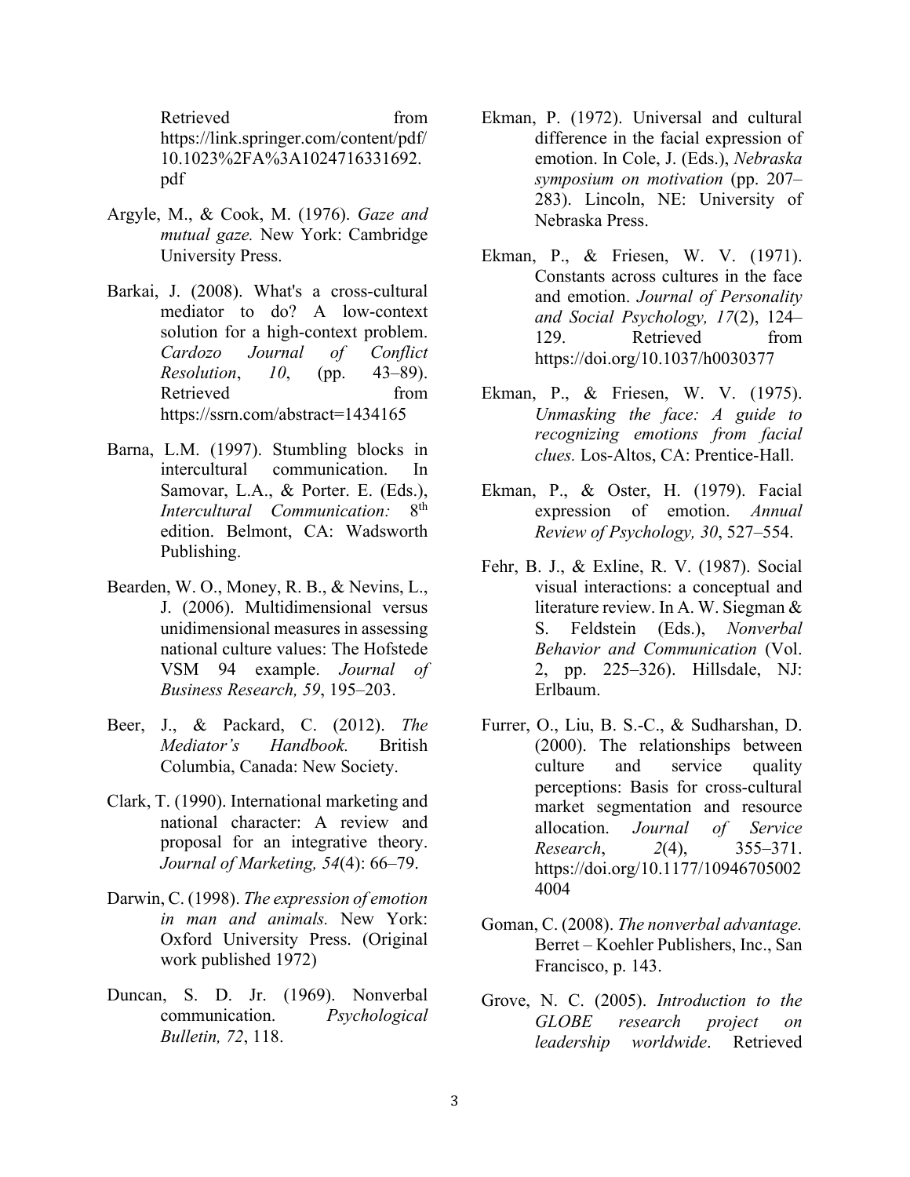Retrieved from https://link.springer.com/content/pdf/10.1023%2FA%3A1024716331692.pdf

Argyle, M., & Cook, M. (1976). *Gaze and mutual gaze.* New York: Cambridge University Press.

Barkai, J. (2008). What's a cross-cultural mediator to do? A low-context solution for a high-context problem. *Cardozo Journal of Conflict Resolution*, *10*, (pp. 43–89). Retrieved from https://ssrn.com/abstract=1434165

Barna, L.M. (1997). Stumbling blocks in intercultural communication. In Samovar, L.A., & Porter. E. (Eds.), *Intercultural Communication:* 8th edition. Belmont, CA: Wadsworth Publishing.

Bearden, W. O., Money, R. B., & Nevins, L., J. (2006). Multidimensional versus unidimensional measures in assessing national culture values: The Hofstede VSM 94 example. *Journal of Business Research, 59*, 195–203.

Beer, J., & Packard, C. (2012). *The Mediator's Handbook.* British Columbia, Canada: New Society.

Clark, T. (1990). International marketing and national character: A review and proposal for an integrative theory. *Journal of Marketing, 54*(4): 66–79.

Darwin, C. (1998). *The expression of emotion in man and animals.* New York: Oxford University Press. (Original work published 1972)

Duncan, S. D. Jr. (1969). Nonverbal communication. *Psychological Bulletin, 72*, 118.

Ekman, P. (1972). Universal and cultural difference in the facial expression of emotion. In Cole, J. (Eds.), *Nebraska symposium on motivation* (pp. 207–283). Lincoln, NE: University of Nebraska Press.

Ekman, P., & Friesen, W. V. (1971). Constants across cultures in the face and emotion. *Journal of Personality and Social Psychology, 17*(2), 124–129. Retrieved from https://doi.org/10.1037/h0030377

Ekman, P., & Friesen, W. V. (1975). *Unmasking the face: A guide to recognizing emotions from facial clues.* Los-Altos, CA: Prentice-Hall.

Ekman, P., & Oster, H. (1979). Facial expression of emotion. *Annual Review of Psychology, 30*, 527–554.

Fehr, B. J., & Exline, R. V. (1987). Social visual interactions: a conceptual and literature review. In A. W. Siegman & S. Feldstein (Eds.), *Nonverbal Behavior and Communication* (Vol. 2, pp. 225–326). Hillsdale, NJ: Erlbaum.

Furrer, O., Liu, B. S.-C., & Sudharshan, D. (2000). The relationships between culture and service quality perceptions: Basis for cross-cultural market segmentation and resource allocation. *Journal of Service Research*, *2*(4), 355–371. https://doi.org/10.1177/109467050024004

Goman, C. (2008). *The nonverbal advantage.* Berret – Koehler Publishers, Inc., San Francisco, p. 143.

Grove, N. C. (2005). *Introduction to the GLOBE research project on leadership worldwide*. Retrieved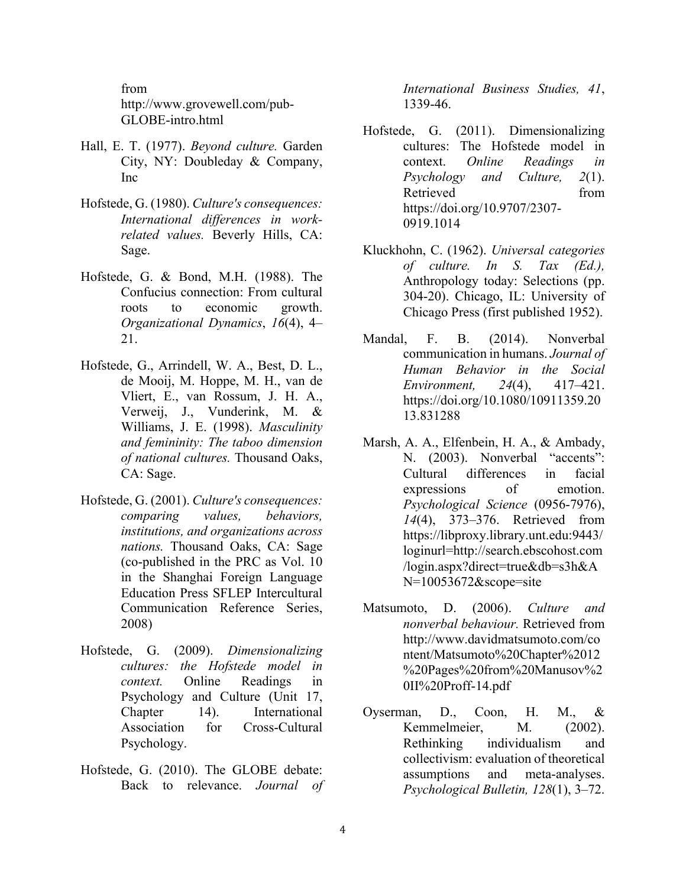from http://www.grovewell.com/pub-GLOBE-intro.html

Hall, E. T. (1977). *Beyond culture.* Garden City, NY: Doubleday & Company, Inc

Hofstede, G. (1980). *Culture's consequences: International differences in work-related values.* Beverly Hills, CA: Sage.

Hofstede, G. & Bond, M.H. (1988). The Confucius connection: From cultural roots to economic growth. *Organizational Dynamics*, *16*(4), 4–21.

Hofstede, G., Arrindell, W. A., Best, D. L., de Mooij, M. Hoppe, M. H., van de Vliert, E., van Rossum, J. H. A., Verweij, J., Vunderink, M. & Williams, J. E. (1998). *Masculinity and femininity: The taboo dimension of national cultures.* Thousand Oaks, CA: Sage.

Hofstede, G. (2001). *Culture's consequences: comparing values, behaviors, institutions, and organizations across nations.* Thousand Oaks, CA: Sage (co-published in the PRC as Vol. 10 in the Shanghai Foreign Language Education Press SFLEP Intercultural Communication Reference Series, 2008)

Hofstede, G. (2009). *Dimensionalizing cultures: the Hofstede model in context.* Online Readings in Psychology and Culture (Unit 17, Chapter 14). International Association for Cross-Cultural Psychology.

Hofstede, G. (2010). The GLOBE debate: Back to relevance. *Journal of International Business Studies, 41*, 1339-46.

Hofstede, G. (2011). Dimensionalizing cultures: The Hofstede model in context. *Online Readings in Psychology and Culture, 2*(1). Retrieved from https://doi.org/10.9707/2307-0919.1014

Kluckhohn, C. (1962). *Universal categories of culture. In S. Tax (Ed.),* Anthropology today: Selections (pp. 304-20). Chicago, IL: University of Chicago Press (first published 1952).

Mandal, F. B. (2014). Nonverbal communication in humans. *Journal of Human Behavior in the Social Environment, 24*(4), 417–421. https://doi.org/10.1080/10911359.2013.831288

Marsh, A. A., Elfenbein, H. A., & Ambady, N. (2003). Nonverbal "accents": Cultural differences in facial expressions of emotion. *Psychological Science* (0956-7976), *14*(4), 373–376. Retrieved from https://libproxy.library.unt.edu:9443/loginurl=http://search.ebscohost.com/login.aspx?direct=true&db=s3h&AN=10053672&scope=site

Matsumoto, D. (2006). *Culture and nonverbal behaviour.* Retrieved from http://www.davidmatsumoto.com/content/Matsumoto%20Chapter%2012%20Pages%20from%20Manusov%20II%20Proff-14.pdf

Oyserman, D., Coon, H. M., & Kemmelmeier, M. (2002). Rethinking individualism and collectivism: evaluation of theoretical assumptions and meta-analyses. *Psychological Bulletin, 128*(1), 3–72.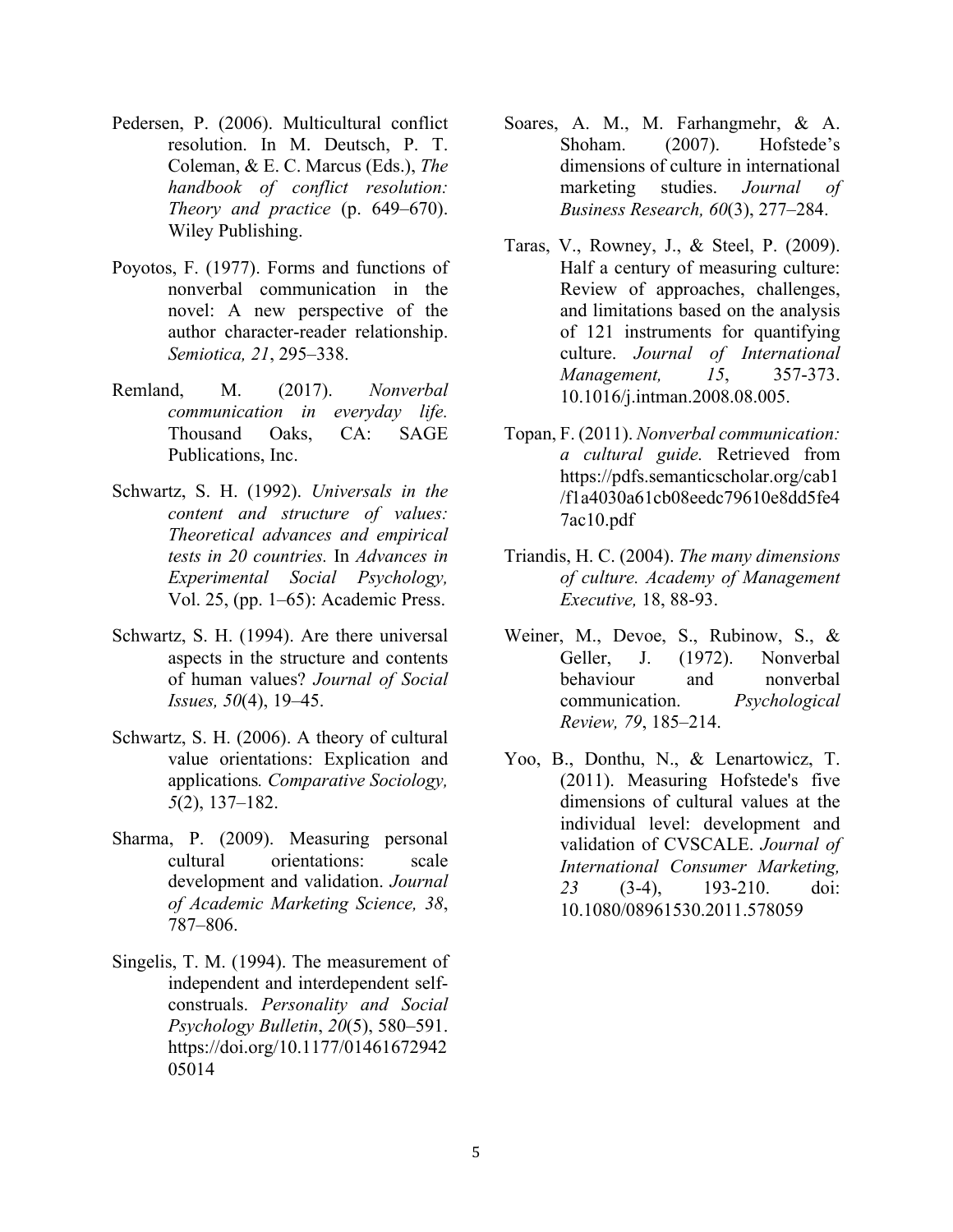Pedersen, P. (2006). Multicultural conflict resolution. In M. Deutsch, P. T. Coleman, & E. C. Marcus (Eds.), *The handbook of conflict resolution: Theory and practice* (p. 649–670). Wiley Publishing.

Poyotos, F. (1977). Forms and functions of nonverbal communication in the novel: A new perspective of the author character-reader relationship. *Semiotica, 21*, 295–338.

Remland, M. (2017). *Nonverbal communication in everyday life.* Thousand Oaks, CA: SAGE Publications, Inc.

Schwartz, S. H. (1992). *Universals in the content and structure of values: Theoretical advances and empirical tests in 20 countries.* In *Advances in Experimental Social Psychology,* Vol. 25, (pp. 1–65): Academic Press.

Schwartz, S. H. (1994). Are there universal aspects in the structure and contents of human values? *Journal of Social Issues, 50*(4), 19–45.

Schwartz, S. H. (2006). A theory of cultural value orientations: Explication and applications*. Comparative Sociology, 5*(2), 137–182.

Sharma, P. (2009). Measuring personal cultural orientations: scale development and validation. *Journal of Academic Marketing Science, 38*, 787–806.

Singelis, T. M. (1994). The measurement of independent and interdependent self-construals. *Personality and Social Psychology Bulletin*, *20*(5), 580–591. https://doi.org/10.1177/0146167294205014

Soares, A. M., M. Farhangmehr, & A. Shoham. (2007). Hofstede's dimensions of culture in international marketing studies. *Journal of Business Research, 60*(3), 277–284.

Taras, V., Rowney, J., & Steel, P. (2009). Half a century of measuring culture: Review of approaches, challenges, and limitations based on the analysis of 121 instruments for quantifying culture. *Journal of International Management, 15*, 357-373. 10.1016/j.intman.2008.08.005.

Topan, F. (2011). *Nonverbal communication: a cultural guide.* Retrieved from https://pdfs.semanticscholar.org/cab1/f1a4030a61cb08eedc79610e8dd5fe47ac10.pdf

Triandis, H. C. (2004). *The many dimensions of culture. Academy of Management Executive,* 18, 88-93.

Weiner, M., Devoe, S., Rubinow, S., & Geller, J. (1972). Nonverbal behaviour and nonverbal communication. *Psychological Review, 79*, 185–214.

Yoo, B., Donthu, N., & Lenartowicz, T. (2011). Measuring Hofstede's five dimensions of cultural values at the individual level: development and validation of CVSCALE. *Journal of International Consumer Marketing, 23* (3-4), 193-210. doi: 10.1080/08961530.2011.578059